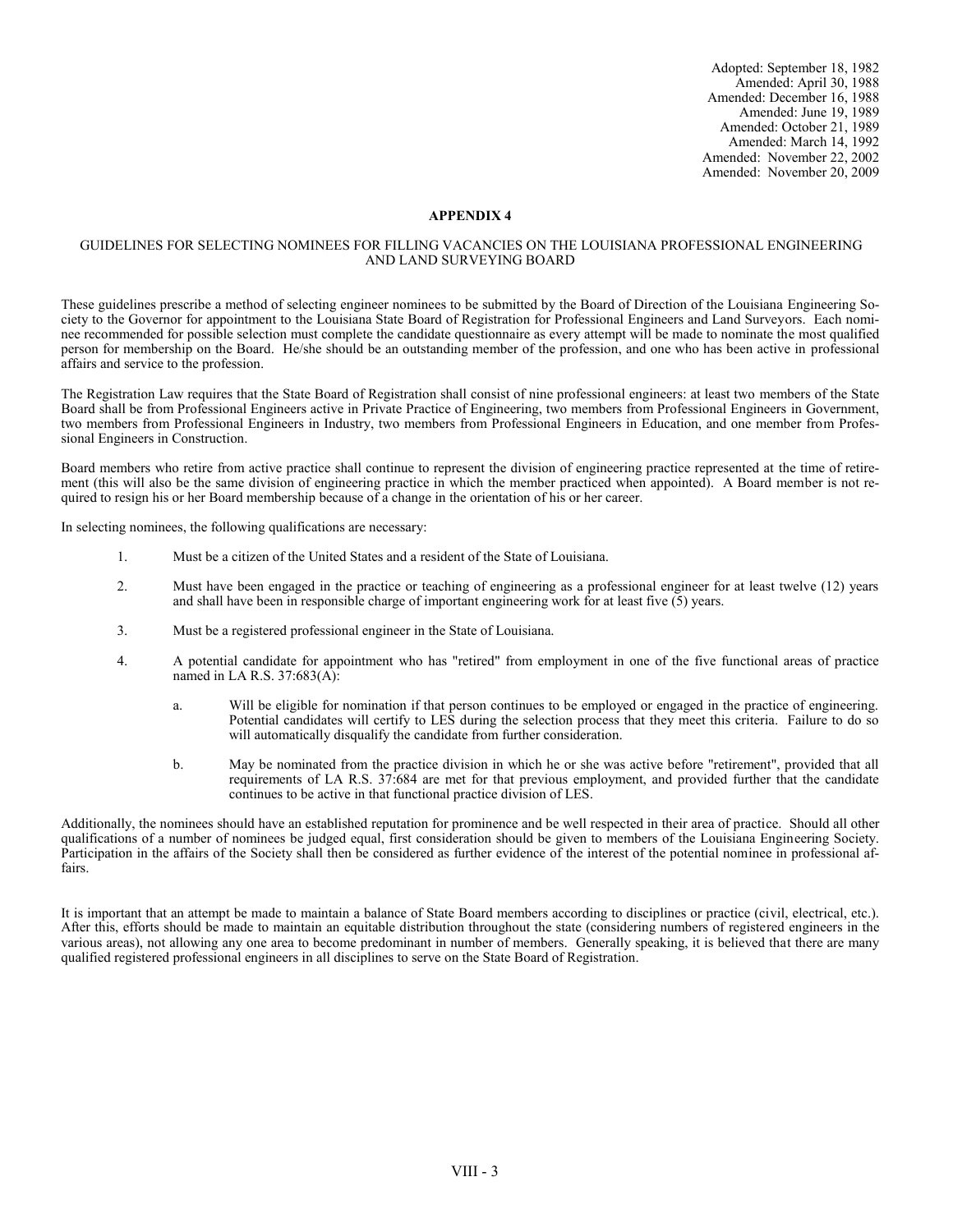Adopted: September 18, 1982
Amended: April 30, 1988
Amended: December 16, 1988
Amended: June 19, 1989
Amended: October 21, 1989
Amended: March 14, 1992
Amended: November 22, 2002
Amended: November 20, 2009

## APPENDIX 4

### GUIDELINES FOR SELECTING NOMINEES FOR FILLING VACANCIES ON THE LOUISIANA PROFESSIONAL ENGINEERING AND LAND SURVEYING BOARD

These guidelines prescribe a method of selecting engineer nominees to be submitted by the Board of Direction of the Louisiana Engineering Society to the Governor for appointment to the Louisiana State Board of Registration for Professional Engineers and Land Surveyors. Each nominee recommended for possible selection must complete the candidate questionnaire as every attempt will be made to nominate the most qualified person for membership on the Board. He/she should be an outstanding member of the profession, and one who has been active in professional affairs and service to the profession.

The Registration Law requires that the State Board of Registration shall consist of nine professional engineers: at least two members of the State Board shall be from Professional Engineers active in Private Practice of Engineering, two members from Professional Engineers in Government, two members from Professional Engineers in Industry, two members from Professional Engineers in Education, and one member from Professional Engineers in Construction.

Board members who retire from active practice shall continue to represent the division of engineering practice represented at the time of retirement (this will also be the same division of engineering practice in which the member practiced when appointed). A Board member is not required to resign his or her Board membership because of a change in the orientation of his or her career.

In selecting nominees, the following qualifications are necessary:

1. Must be a citizen of the United States and a resident of the State of Louisiana.

2. Must have been engaged in the practice or teaching of engineering as a professional engineer for at least twelve (12) years and shall have been in responsible charge of important engineering work for at least five (5) years.

3. Must be a registered professional engineer in the State of Louisiana.

4. A potential candidate for appointment who has "retired" from employment in one of the five functional areas of practice named in LA R.S. 37:683(A):

   a. Will be eligible for nomination if that person continues to be employed or engaged in the practice of engineering. Potential candidates will certify to LES during the selection process that they meet this criteria. Failure to do so will automatically disqualify the candidate from further consideration.

   b. May be nominated from the practice division in which he or she was active before "retirement", provided that all requirements of LA R.S. 37:684 are met for that previous employment, and provided further that the candidate continues to be active in that functional practice division of LES.

Additionally, the nominees should have an established reputation for prominence and be well respected in their area of practice. Should all other qualifications of a number of nominees be judged equal, first consideration should be given to members of the Louisiana Engineering Society. Participation in the affairs of the Society shall then be considered as further evidence of the interest of the potential nominee in professional affairs.

It is important that an attempt be made to maintain a balance of State Board members according to disciplines or practice (civil, electrical, etc.). After this, efforts should be made to maintain an equitable distribution throughout the state (considering numbers of registered engineers in the various areas), not allowing any one area to become predominant in number of members. Generally speaking, it is believed that there are many qualified registered professional engineers in all disciplines to serve on the State Board of Registration.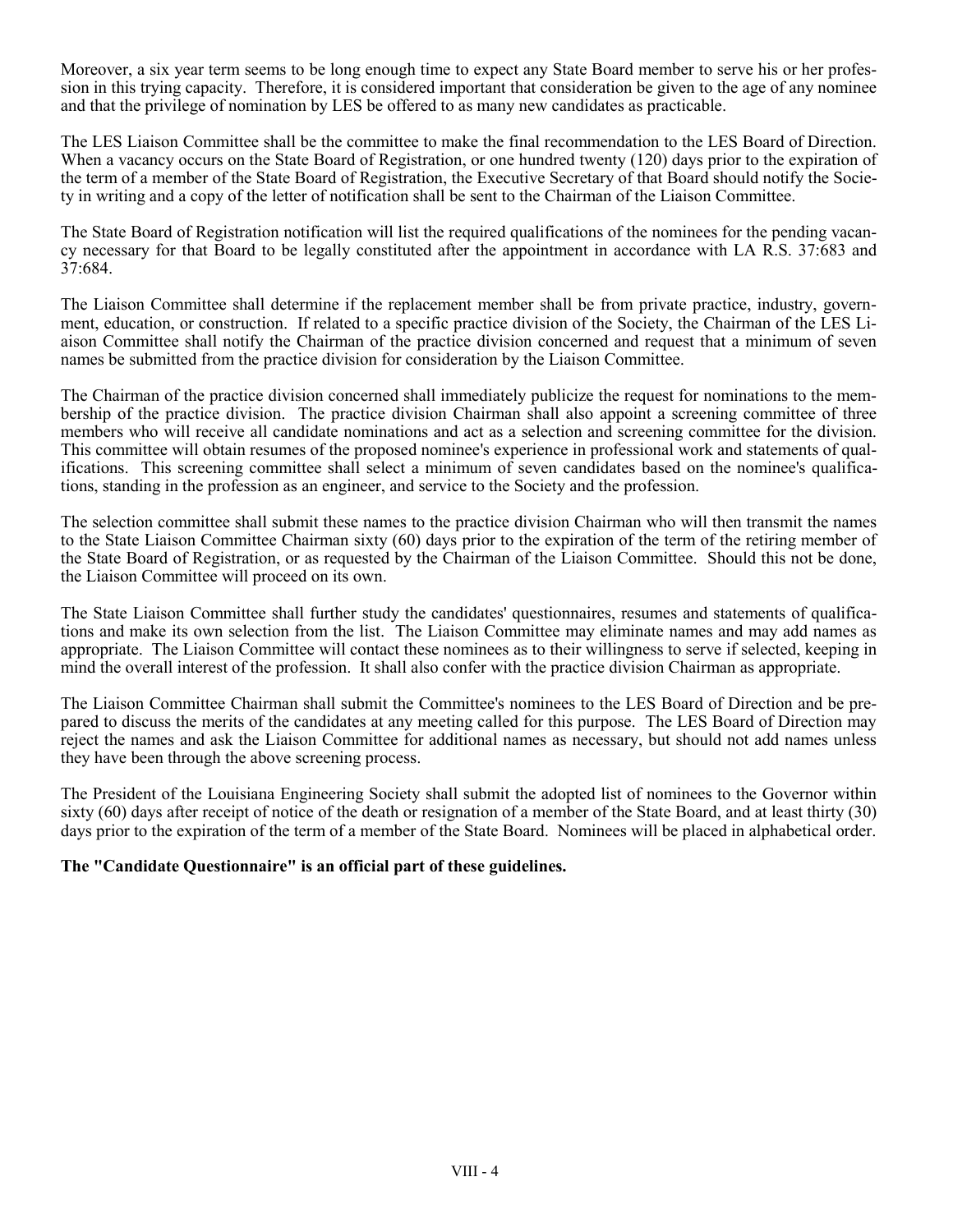Moreover, a six year term seems to be long enough time to expect any State Board member to serve his or her profession in this trying capacity. Therefore, it is considered important that consideration be given to the age of any nominee and that the privilege of nomination by LES be offered to as many new candidates as practicable.

The LES Liaison Committee shall be the committee to make the final recommendation to the LES Board of Direction. When a vacancy occurs on the State Board of Registration, or one hundred twenty (120) days prior to the expiration of the term of a member of the State Board of Registration, the Executive Secretary of that Board should notify the Society in writing and a copy of the letter of notification shall be sent to the Chairman of the Liaison Committee.

The State Board of Registration notification will list the required qualifications of the nominees for the pending vacancy necessary for that Board to be legally constituted after the appointment in accordance with LA R.S. 37:683 and 37:684.

The Liaison Committee shall determine if the replacement member shall be from private practice, industry, government, education, or construction. If related to a specific practice division of the Society, the Chairman of the LES Liaison Committee shall notify the Chairman of the practice division concerned and request that a minimum of seven names be submitted from the practice division for consideration by the Liaison Committee.

The Chairman of the practice division concerned shall immediately publicize the request for nominations to the membership of the practice division. The practice division Chairman shall also appoint a screening committee of three members who will receive all candidate nominations and act as a selection and screening committee for the division. This committee will obtain resumes of the proposed nominee's experience in professional work and statements of qualifications. This screening committee shall select a minimum of seven candidates based on the nominee's qualifications, standing in the profession as an engineer, and service to the Society and the profession.

The selection committee shall submit these names to the practice division Chairman who will then transmit the names to the State Liaison Committee Chairman sixty (60) days prior to the expiration of the term of the retiring member of the State Board of Registration, or as requested by the Chairman of the Liaison Committee. Should this not be done, the Liaison Committee will proceed on its own.

The State Liaison Committee shall further study the candidates' questionnaires, resumes and statements of qualifications and make its own selection from the list. The Liaison Committee may eliminate names and may add names as appropriate. The Liaison Committee will contact these nominees as to their willingness to serve if selected, keeping in mind the overall interest of the profession. It shall also confer with the practice division Chairman as appropriate.

The Liaison Committee Chairman shall submit the Committee's nominees to the LES Board of Direction and be prepared to discuss the merits of the candidates at any meeting called for this purpose. The LES Board of Direction may reject the names and ask the Liaison Committee for additional names as necessary, but should not add names unless they have been through the above screening process.

The President of the Louisiana Engineering Society shall submit the adopted list of nominees to the Governor within sixty (60) days after receipt of notice of the death or resignation of a member of the State Board, and at least thirty (30) days prior to the expiration of the term of a member of the State Board. Nominees will be placed in alphabetical order.

**The "Candidate Questionnaire" is an official part of these guidelines.**